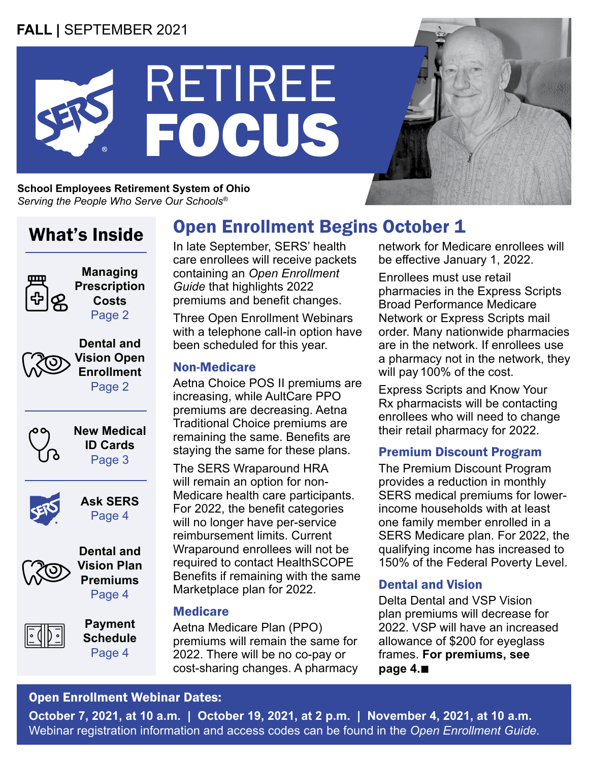**FALL** | SEPTEMBER 2021

# RETIREE FOCUS

**School Employees Retirement System of Ohio**
*Serving the People Who Serve Our Schools®*

## What's Inside

- **Managing Prescription Costs** Page 2
- **Dental and Vision Open Enrollment** Page 2
- **New Medical ID Cards** Page 3
- **Ask SERS** Page 4
- **Dental and Vision Plan Premiums** Page 4
- **Payment Schedule** Page 4

## Open Enrollment Begins October 1

In late September, SERS' health care enrollees will receive packets containing an *Open Enrollment Guide* that highlights 2022 premiums and benefit changes.

Three Open Enrollment Webinars with a telephone call-in option have been scheduled for this year.

### Non-Medicare

Aetna Choice POS II premiums are increasing, while AultCare PPO premiums are decreasing. Aetna Traditional Choice premiums are remaining the same. Benefits are staying the same for these plans.

The SERS Wraparound HRA will remain an option for non-Medicare health care participants. For 2022, the benefit categories will no longer have per-service reimbursement limits. Current Wraparound enrollees will not be required to contact HealthSCOPE Benefits if remaining with the same Marketplace plan for 2022.

### Medicare

Aetna Medicare Plan (PPO) premiums will remain the same for 2022. There will be no co-pay or cost-sharing changes. A pharmacy network for Medicare enrollees will be effective January 1, 2022.

Enrollees must use retail pharmacies in the Express Scripts Broad Performance Medicare Network or Express Scripts mail order. Many nationwide pharmacies are in the network. If enrollees use a pharmacy not in the network, they will pay 100% of the cost.

Express Scripts and Know Your Rx pharmacists will be contacting enrollees who will need to change their retail pharmacy for 2022.

### Premium Discount Program

The Premium Discount Program provides a reduction in monthly SERS medical premiums for lower-income households with at least one family member enrolled in a SERS Medicare plan. For 2022, the qualifying income has increased to 150% of the Federal Poverty Level.

### Dental and Vision

Delta Dental and VSP Vision plan premiums will decrease for 2022. VSP will have an increased allowance of $200 for eyeglass frames. **For premiums, see page 4.**■

**Open Enrollment Webinar Dates:**

**October 7, 2021, at 10 a.m. | October 19, 2021, at 2 p.m. | November 4, 2021, at 10 a.m.**

Webinar registration information and access codes can be found in the *Open Enrollment Guide*.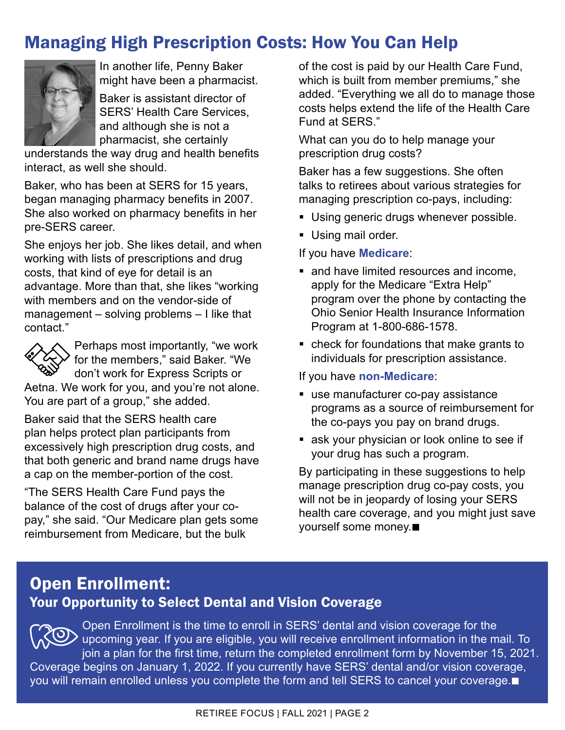# Managing High Prescription Costs: How You Can Help

In another life, Penny Baker might have been a pharmacist.

Baker is assistant director of SERS' Health Care Services, and although she is not a pharmacist, she certainly understands the way drug and health benefits interact, as well she should.

Baker, who has been at SERS for 15 years, began managing pharmacy benefits in 2007. She also worked on pharmacy benefits in her pre-SERS career.

She enjoys her job. She likes detail, and when working with lists of prescriptions and drug costs, that kind of eye for detail is an advantage. More than that, she likes "working with members and on the vendor-side of management – solving problems – I like that contact."

Perhaps most importantly, "we work for the members," said Baker. "We don't work for Express Scripts or Aetna. We work for you, and you're not alone. You are part of a group," she added.

Baker said that the SERS health care plan helps protect plan participants from excessively high prescription drug costs, and that both generic and brand name drugs have a cap on the member-portion of the cost.

"The SERS Health Care Fund pays the balance of the cost of drugs after your co-pay," she said. "Our Medicare plan gets some reimbursement from Medicare, but the bulk of the cost is paid by our Health Care Fund, which is built from member premiums," she added. "Everything we all do to manage those costs helps extend the life of the Health Care Fund at SERS."

What can you do to help manage your prescription drug costs?

Baker has a few suggestions. She often talks to retirees about various strategies for managing prescription co-pays, including:

- Using generic drugs whenever possible.
- Using mail order.

If you have **Medicare**:

- and have limited resources and income, apply for the Medicare "Extra Help" program over the phone by contacting the Ohio Senior Health Insurance Information Program at 1-800-686-1578.
- check for foundations that make grants to individuals for prescription assistance.

If you have **non-Medicare**:

- use manufacturer co-pay assistance programs as a source of reimbursement for the co-pays you pay on brand drugs.
- ask your physician or look online to see if your drug has such a program.

By participating in these suggestions to help manage prescription drug co-pay costs, you will not be in jeopardy of losing your SERS health care coverage, and you might just save yourself some money.■

## Open Enrollment:

### Your Opportunity to Select Dental and Vision Coverage

Open Enrollment is the time to enroll in SERS' dental and vision coverage for the upcoming year. If you are eligible, you will receive enrollment information in the mail. To join a plan for the first time, return the completed enrollment form by November 15, 2021. Coverage begins on January 1, 2022. If you currently have SERS' dental and/or vision coverage, you will remain enrolled unless you complete the form and tell SERS to cancel your coverage.■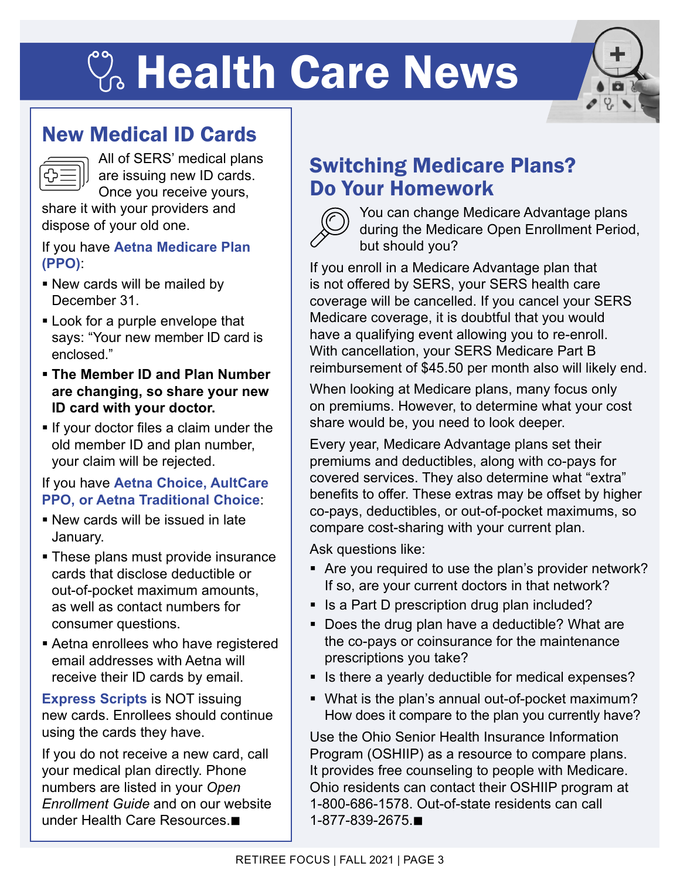# Health Care News

## New Medical ID Cards

All of SERS' medical plans are issuing new ID cards. Once you receive yours, share it with your providers and dispose of your old one.

If you have **Aetna Medicare Plan (PPO)**:

- New cards will be mailed by December 31.
- Look for a purple envelope that says: "Your new member ID card is enclosed."
- **The Member ID and Plan Number are changing, so share your new ID card with your doctor.**
- If your doctor files a claim under the old member ID and plan number, your claim will be rejected.

If you have **Aetna Choice, AultCare PPO, or Aetna Traditional Choice**:

- New cards will be issued in late January.
- These plans must provide insurance cards that disclose deductible or out-of-pocket maximum amounts, as well as contact numbers for consumer questions.
- Aetna enrollees who have registered email addresses with Aetna will receive their ID cards by email.

**Express Scripts** is NOT issuing new cards. Enrollees should continue using the cards they have.

If you do not receive a new card, call your medical plan directly. Phone numbers are listed in your *Open Enrollment Guide* and on our website under Health Care Resources.■

## Switching Medicare Plans? Do Your Homework

You can change Medicare Advantage plans during the Medicare Open Enrollment Period, but should you?

If you enroll in a Medicare Advantage plan that is not offered by SERS, your SERS health care coverage will be cancelled. If you cancel your SERS Medicare coverage, it is doubtful that you would have a qualifying event allowing you to re-enroll. With cancellation, your SERS Medicare Part B reimbursement of $45.50 per month also will likely end.

When looking at Medicare plans, many focus only on premiums. However, to determine what your cost share would be, you need to look deeper.

Every year, Medicare Advantage plans set their premiums and deductibles, along with co-pays for covered services. They also determine what "extra" benefits to offer. These extras may be offset by higher co-pays, deductibles, or out-of-pocket maximums, so compare cost-sharing with your current plan.

Ask questions like:

- Are you required to use the plan's provider network? If so, are your current doctors in that network?
- Is a Part D prescription drug plan included?
- Does the drug plan have a deductible? What are the co-pays or coinsurance for the maintenance prescriptions you take?
- Is there a yearly deductible for medical expenses?
- What is the plan's annual out-of-pocket maximum? How does it compare to the plan you currently have?

Use the Ohio Senior Health Insurance Information Program (OSHIIP) as a resource to compare plans. It provides free counseling to people with Medicare. Ohio residents can contact their OSHIIP program at 1-800-686-1578. Out-of-state residents can call 1-877-839-2675.■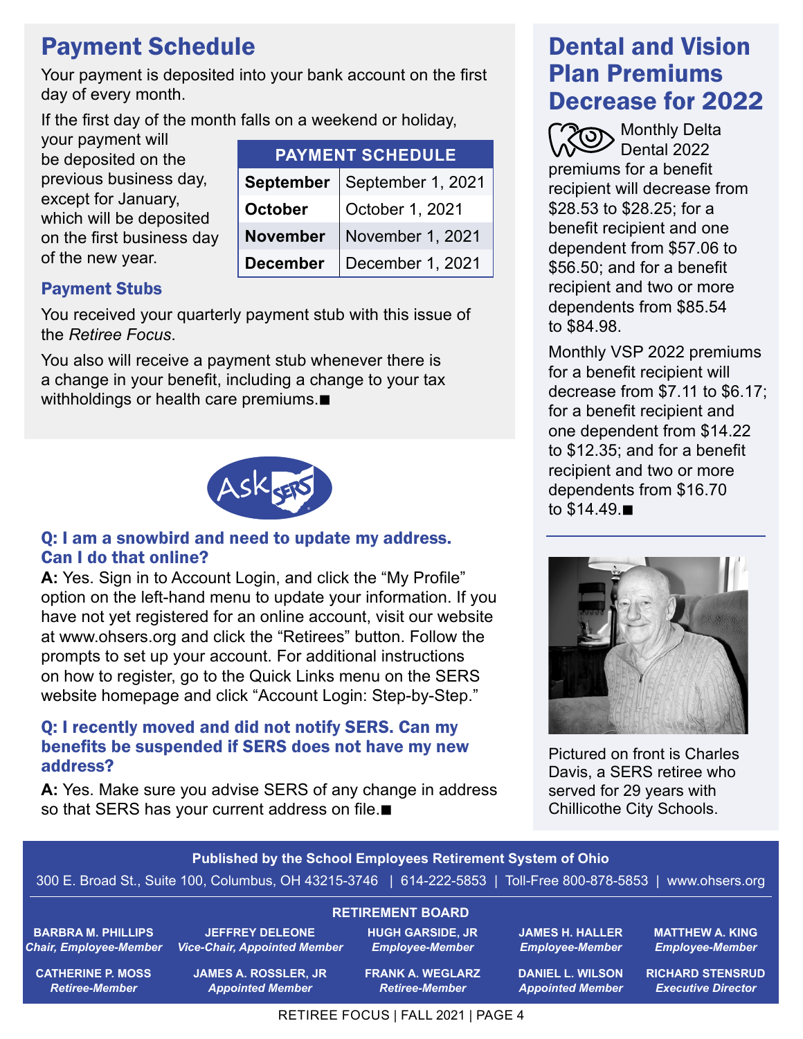## Payment Schedule

Your payment is deposited into your bank account on the first day of every month.

If the first day of the month falls on a weekend or holiday, your payment will be deposited on the previous business day, except for January, which will be deposited on the first business day of the new year.

| PAYMENT SCHEDULE | |
|---|---|
| **September** | September 1, 2021 |
| **October** | October 1, 2021 |
| **November** | November 1, 2021 |
| **December** | December 1, 2021 |

### Payment Stubs

You received your quarterly payment stub with this issue of the *Retiree Focus*.

You also will receive a payment stub whenever there is a change in your benefit, including a change to your tax withholdings or health care premiums.■

Ask SERS

**Q: I am a snowbird and need to update my address. Can I do that online?**

**A:** Yes. Sign in to Account Login, and click the "My Profile" option on the left-hand menu to update your information. If you have not yet registered for an online account, visit our website at www.ohsers.org and click the "Retirees" button. Follow the prompts to set up your account. For additional instructions on how to register, go to the Quick Links menu on the SERS website homepage and click "Account Login: Step-by-Step."

**Q: I recently moved and did not notify SERS. Can my benefits be suspended if SERS does not have my new address?**

**A:** Yes. Make sure you advise SERS of any change in address so that SERS has your current address on file.■

## Dental and Vision Plan Premiums Decrease for 2022

Monthly Delta Dental 2022 premiums for a benefit recipient will decrease from $28.53 to $28.25; for a benefit recipient and one dependent from $57.06 to $56.50; and for a benefit recipient and two or more dependents from $85.54 to $84.98.

Monthly VSP 2022 premiums for a benefit recipient will decrease from $7.11 to $6.17; for a benefit recipient and one dependent from $14.22 to $12.35; and for a benefit recipient and two or more dependents from $16.70 to $14.49.■

Pictured on front is Charles Davis, a SERS retiree who served for 29 years with Chillicothe City Schools.

**Published by the School Employees Retirement System of Ohio**

300 E. Broad St., Suite 100, Columbus, OH 43215-3746 | 614-222-5853 | Toll-Free 800-878-5853 | www.ohsers.org

**RETIREMENT BOARD**

**BARBRA M. PHILLIPS** *Chair, Employee-Member*
**JEFFREY DELEONE** *Vice-Chair, Appointed Member*
**HUGH GARSIDE, JR** *Employee-Member*
**JAMES H. HALLER** *Employee-Member*
**MATTHEW A. KING** *Employee-Member*
**CATHERINE P. MOSS** *Retiree-Member*
**JAMES A. ROSSLER, JR** *Appointed Member*
**FRANK A. WEGLARZ** *Retiree-Member*
**DANIEL L. WILSON** *Appointed Member*
**RICHARD STENSRUD** *Executive Director*